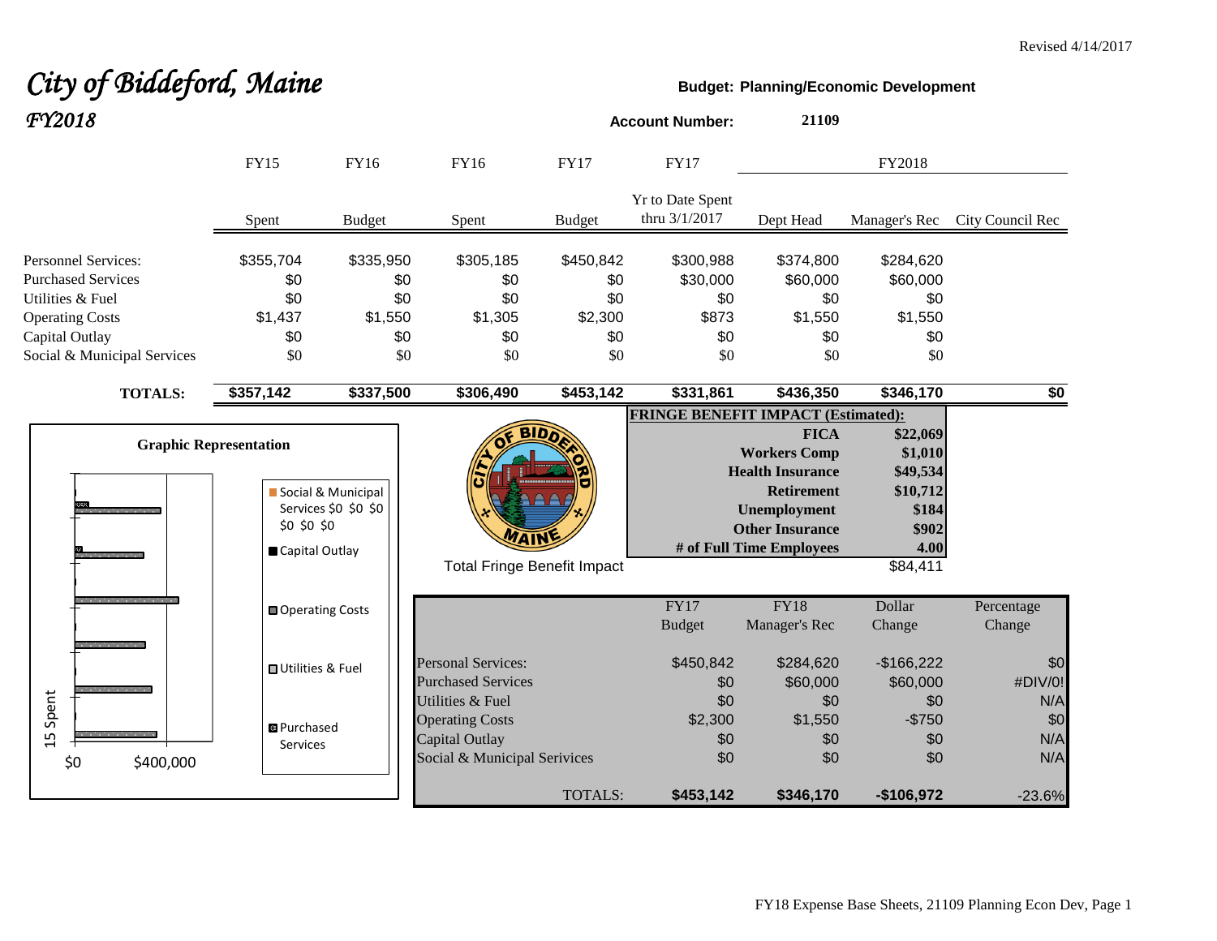Revised 4/14/2017

# *City of Biddeford, Maine*
## *FY2018*

**Budget: Planning/Economic Development**

**Account Number:** **21109**

| | FY15 | FY16 | FY16 | FY17 | FY17 | FY2018 | | |
|---|---|---|---|---|---|---|---|---|
| | Spent | Budget | Spent | Budget | Yr to Date Spent thru 3/1/2017 | Dept Head | Manager's Rec | City Council Rec |
| Personnel Services: | $355,704 | $335,950 | $305,185 | $450,842 | $300,988 | $374,800 | $284,620 | |
| Purchased Services | $0 | $0 | $0 | $0 | $30,000 | $60,000 | $60,000 | |
| Utilities & Fuel | $0 | $0 | $0 | $0 | $0 | $0 | $0 | |
| Operating Costs | $1,437 | $1,550 | $1,305 | $2,300 | $873 | $1,550 | $1,550 | |
| Capital Outlay | $0 | $0 | $0 | $0 | $0 | $0 | $0 | |
| Social & Municipal Services | $0 | $0 | $0 | $0 | $0 | $0 | $0 | |
| **TOTALS:** | **$357,142** | **$337,500** | **$306,490** | **$453,142** | **$331,861** | **$436,350** | **$346,170** | **$0** |

**Graphic Representation**

| **FRINGE BENEFIT IMPACT (Estimated):** | |
|---|---|
| **FICA** | **$22,069** |
| **Workers Comp** | **$1,010** |
| **Health Insurance** | **$49,534** |
| **Retirement** | **$10,712** |
| **Unemployment** | **$184** |
| **Other Insurance** | **$902** |
| **# of Full Time Employees** | **4.00** |
| Total Fringe Benefit Impact | $84,411 |

| | FY17 Budget | FY18 Manager's Rec | Dollar Change | Percentage Change |
|---|---|---|---|---|
| Personal Services: | $450,842 | $284,620 | -$166,222 | $0 |
| Purchased Services | $0 | $60,000 | $60,000 | #DIV/0! |
| Utilities & Fuel | $0 | $0 | $0 | N/A |
| Operating Costs | $2,300 | $1,550 | -$750 | $0 |
| Capital Outlay | $0 | $0 | $0 | N/A |
| Social & Municipal Services | $0 | $0 | $0 | N/A |
| TOTALS: | **$453,142** | **$346,170** | **-$106,972** | -23.6% |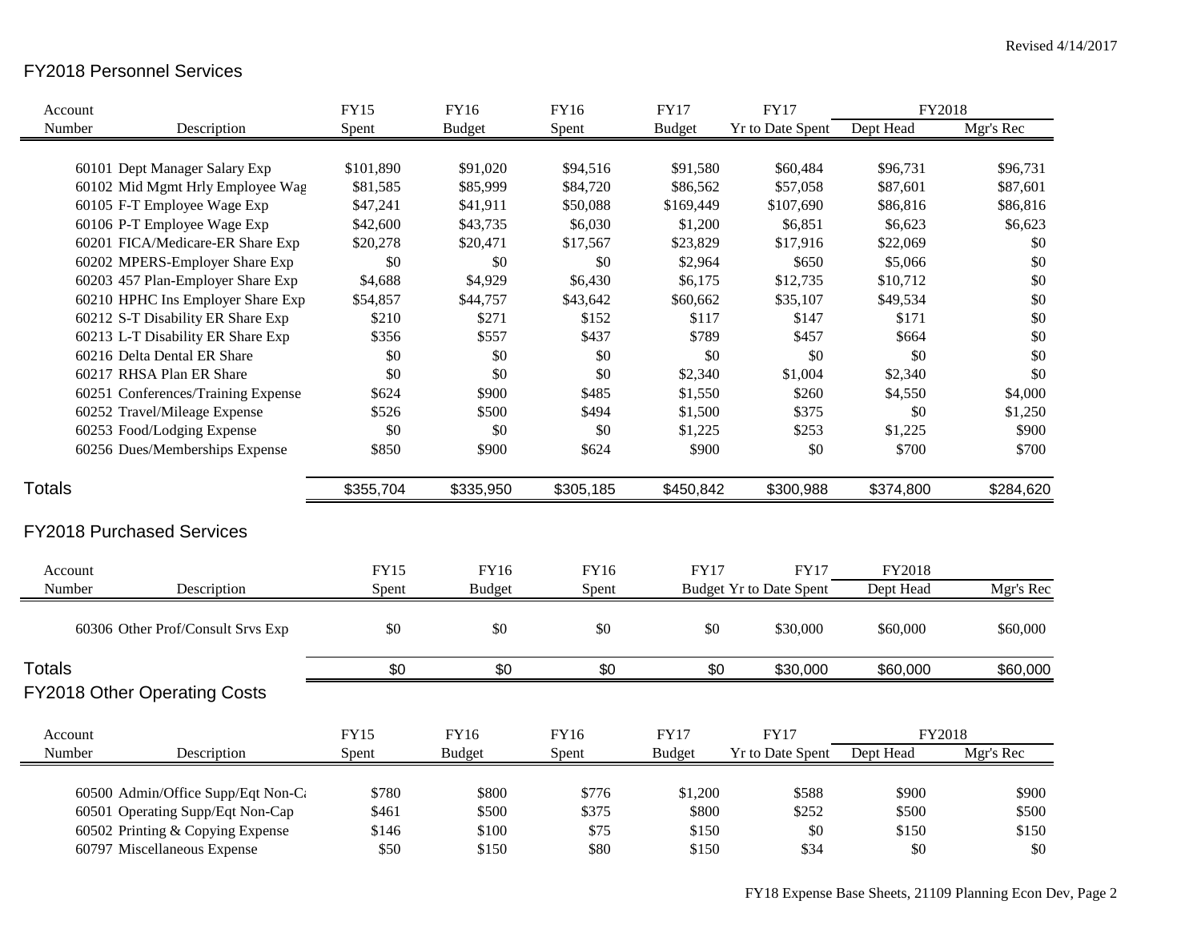Revised 4/14/2017

## FY2018 Personnel Services

| Account Number | Description | FY15 Spent | FY16 Budget | FY16 Spent | FY17 Budget | FY17 Yr to Date Spent | FY2018 Dept Head | FY2018 Mgr's Rec |
|---|---|---|---|---|---|---|---|---|
| 60101 | Dept Manager Salary Exp | $101,890 | $91,020 | $94,516 | $91,580 | $60,484 | $96,731 | $96,731 |
| 60102 | Mid Mgmt Hrly Employee Wag | $81,585 | $85,999 | $84,720 | $86,562 | $57,058 | $87,601 | $87,601 |
| 60105 | F-T Employee Wage Exp | $47,241 | $41,911 | $50,088 | $169,449 | $107,690 | $86,816 | $86,816 |
| 60106 | P-T Employee Wage Exp | $42,600 | $43,735 | $6,030 | $1,200 | $6,851 | $6,623 | $6,623 |
| 60201 | FICA/Medicare-ER Share Exp | $20,278 | $20,471 | $17,567 | $23,829 | $17,916 | $22,069 | $0 |
| 60202 | MPERS-Employer Share Exp | $0 | $0 | $0 | $2,964 | $650 | $5,066 | $0 |
| 60203 | 457 Plan-Employer Share Exp | $4,688 | $4,929 | $6,430 | $6,175 | $12,735 | $10,712 | $0 |
| 60210 | HPHC Ins Employer Share Exp | $54,857 | $44,757 | $43,642 | $60,662 | $35,107 | $49,534 | $0 |
| 60212 | S-T Disability ER Share Exp | $210 | $271 | $152 | $117 | $147 | $171 | $0 |
| 60213 | L-T Disability ER Share Exp | $356 | $557 | $437 | $789 | $457 | $664 | $0 |
| 60216 | Delta Dental ER Share | $0 | $0 | $0 | $0 | $0 | $0 | $0 |
| 60217 | RHSA Plan ER Share | $0 | $0 | $0 | $2,340 | $1,004 | $2,340 | $0 |
| 60251 | Conferences/Training Expense | $624 | $900 | $485 | $1,550 | $260 | $4,550 | $4,000 |
| 60252 | Travel/Mileage Expense | $526 | $500 | $494 | $1,500 | $375 | $0 | $1,250 |
| 60253 | Food/Lodging Expense | $0 | $0 | $0 | $1,225 | $253 | $1,225 | $900 |
| 60256 | Dues/Memberships Expense | $850 | $900 | $624 | $900 | $0 | $700 | $700 |
| **Totals** | | $355,704 | $335,950 | $305,185 | $450,842 | $300,988 | $374,800 | $284,620 |

## FY2018 Purchased Services

| Account Number | Description | FY15 Spent | FY16 Budget | FY16 Spent | FY17 Budget | FY17 Yr to Date Spent | FY2018 Dept Head | Mgr's Rec |
|---|---|---|---|---|---|---|---|---|
| 60306 | Other Prof/Consult Srvs Exp | $0 | $0 | $0 | $0 | $30,000 | $60,000 | $60,000 |
| **Totals** | | $0 | $0 | $0 | $0 | $30,000 | $60,000 | $60,000 |

## FY2018 Other Operating Costs

| Account Number | Description | FY15 Spent | FY16 Budget | FY16 Spent | FY17 Budget | FY17 Yr to Date Spent | FY2018 Dept Head | FY2018 Mgr's Rec |
|---|---|---|---|---|---|---|---|---|
| 60500 | Admin/Office Supp/Eqt Non-Ca | $780 | $800 | $776 | $1,200 | $588 | $900 | $900 |
| 60501 | Operating Supp/Eqt Non-Cap | $461 | $500 | $375 | $800 | $252 | $500 | $500 |
| 60502 | Printing & Copying Expense | $146 | $100 | $75 | $150 | $0 | $150 | $150 |
| 60797 | Miscellaneous Expense | $50 | $150 | $80 | $150 | $34 | $0 | $0 |

FY18 Expense Base Sheets, 21109 Planning Econ Dev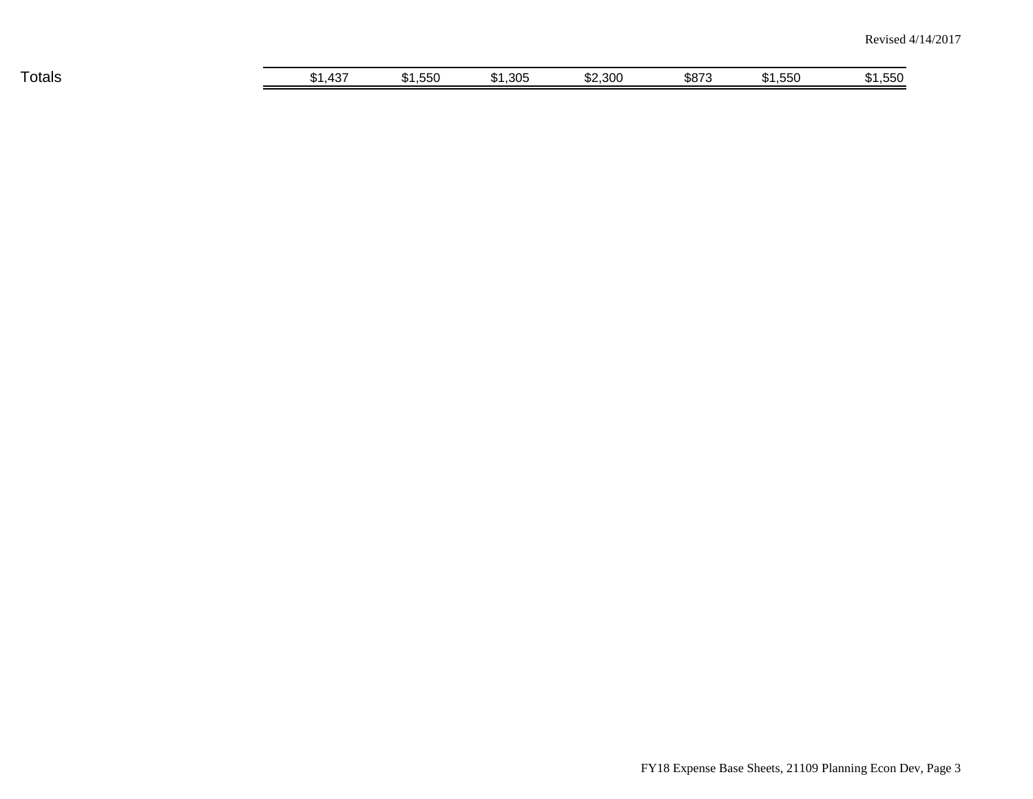| | | | | | | | |
|---|---|---|---|---|---|---|---|
| Totals | $1,437 | $1,550 | $1,305 | $2,300 | $873 | $1,550 | $1,550 |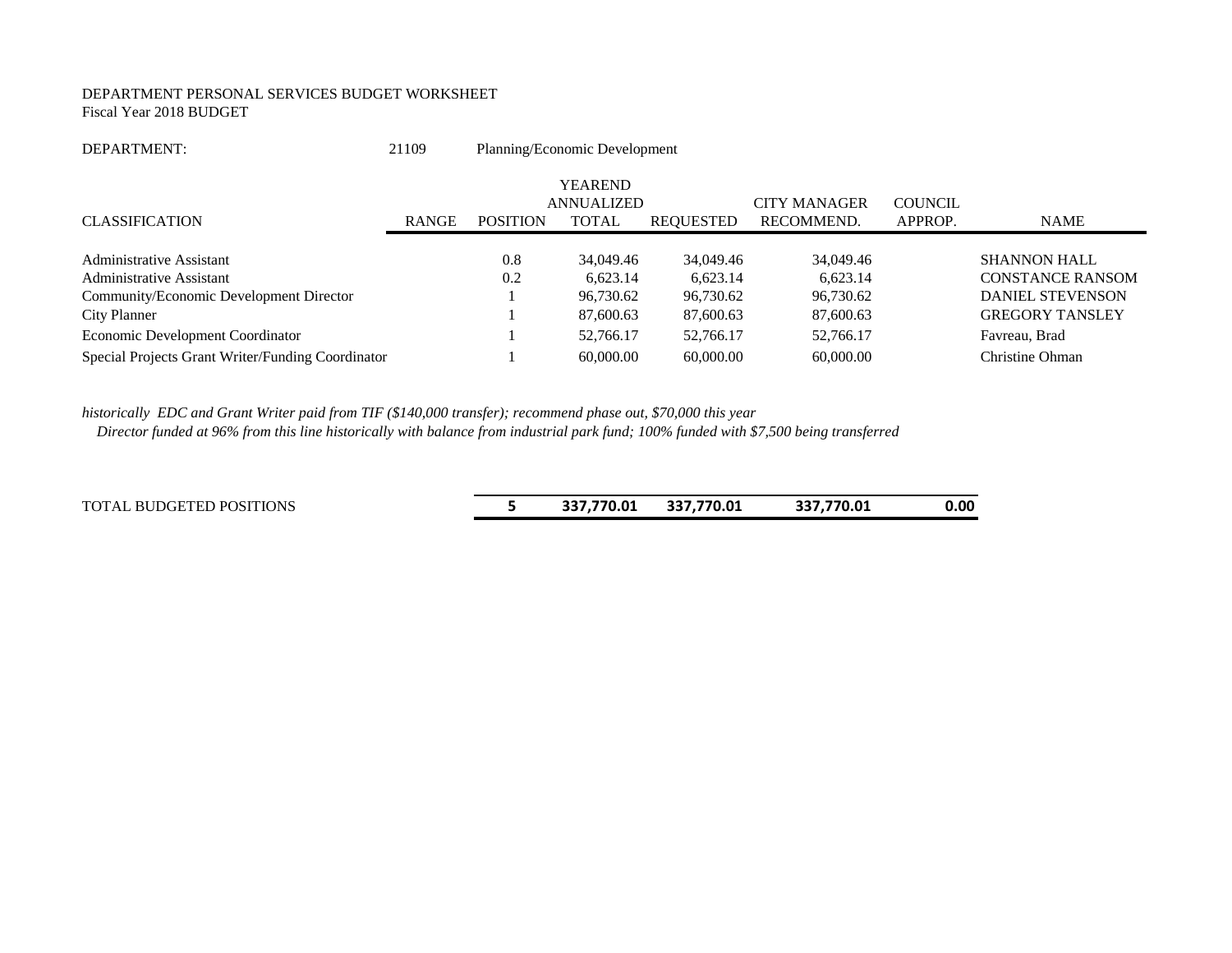DEPARTMENT PERSONAL SERVICES BUDGET WORKSHEET
Fiscal Year 2018 BUDGET

DEPARTMENT: 21109 Planning/Economic Development

| CLASSIFICATION | RANGE | POSITION | YEAREND ANNUALIZED TOTAL | REQUESTED | CITY MANAGER RECOMMEND. | COUNCIL APPROP. | NAME |
|---|---|---|---|---|---|---|---|
| Administrative Assistant | | 0.8 | 34,049.46 | 34,049.46 | 34,049.46 | | SHANNON HALL |
| Administrative Assistant | | 0.2 | 6,623.14 | 6,623.14 | 6,623.14 | | CONSTANCE RANSOM |
| Community/Economic Development Director | | 1 | 96,730.62 | 96,730.62 | 96,730.62 | | DANIEL STEVENSON |
| City Planner | | 1 | 87,600.63 | 87,600.63 | 87,600.63 | | GREGORY TANSLEY |
| Economic Development Coordinator | | 1 | 52,766.17 | 52,766.17 | 52,766.17 | | Favreau, Brad |
| Special Projects Grant Writer/Funding Coordinator | | 1 | 60,000.00 | 60,000.00 | 60,000.00 | | Christine Ohman |
| TOTAL BUDGETED POSITIONS | | **5** | **337,770.01** | **337,770.01** | **337,770.01** | **0.00** | |

*historically EDC and Grant Writer paid from TIF ($140,000 transfer); recommend phase out, $70,000 this year*
*Director funded at 96% from this line historically with balance from industrial park fund; 100% funded with $7,500 being transferred*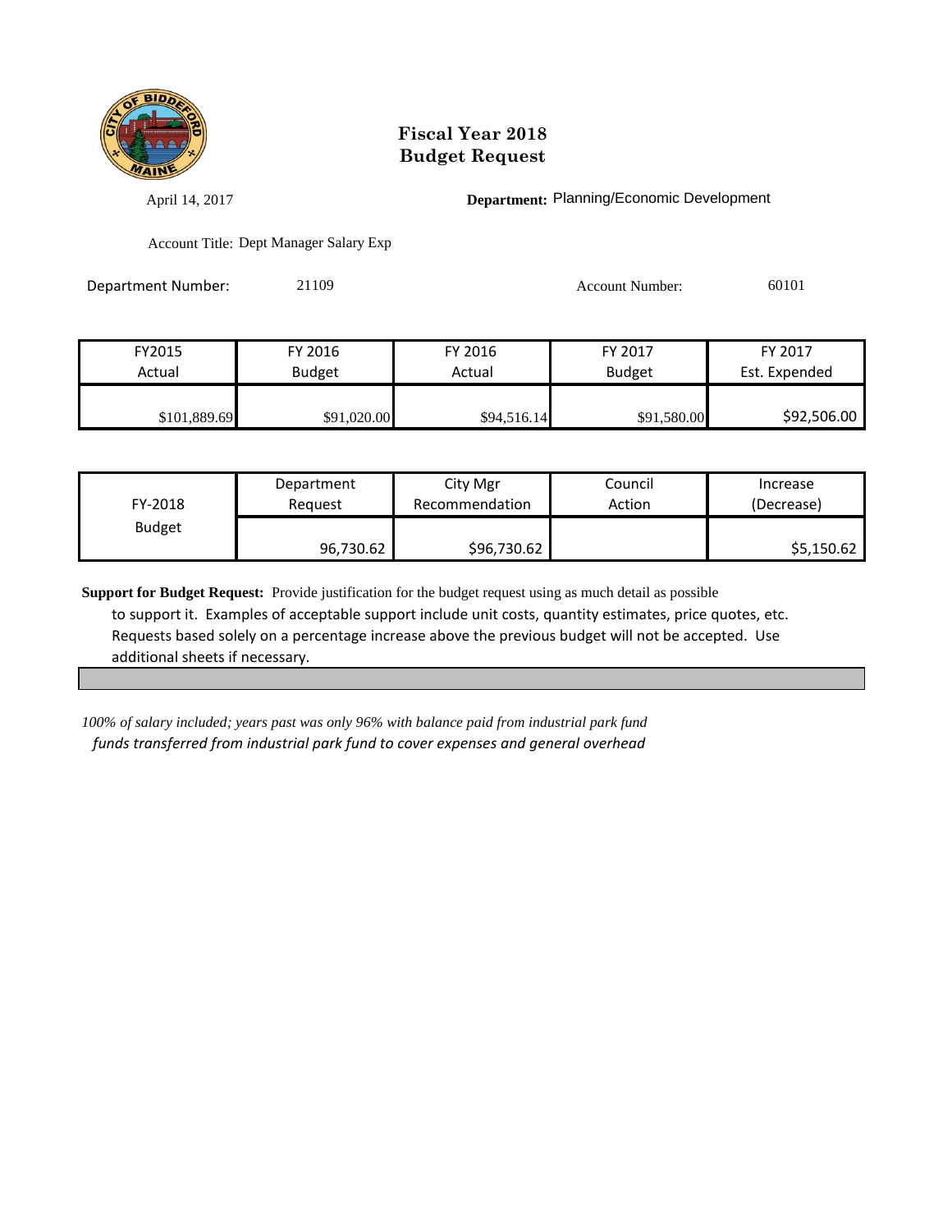# Fiscal Year 2018
# Budget Request

April 14, 2017

**Department:** Planning/Economic Development

Account Title: Dept Manager Salary Exp

Department Number: 21109

Account Number: 60101

| FY2015 Actual | FY 2016 Budget | FY 2016 Actual | FY 2017 Budget | FY 2017 Est. Expended |
|---|---|---|---|---|
| $101,889.69 | $91,020.00 | $94,516.14 | $91,580.00 | $92,506.00 |

| FY-2018 Budget | Department Request | City Mgr Recommendation | Council Action | Increase (Decrease) |
|---|---|---|---|---|
| | 96,730.62 | $96,730.62 | | $5,150.62 |

**Support for Budget Request:** Provide justification for the budget request using as much detail as possible to support it. Examples of acceptable support include unit costs, quantity estimates, price quotes, etc. Requests based solely on a percentage increase above the previous budget will not be accepted. Use additional sheets if necessary.

*100% of salary included; years past was only 96% with balance paid from industrial park fund*
*funds transferred from industrial park fund to cover expenses and general overhead*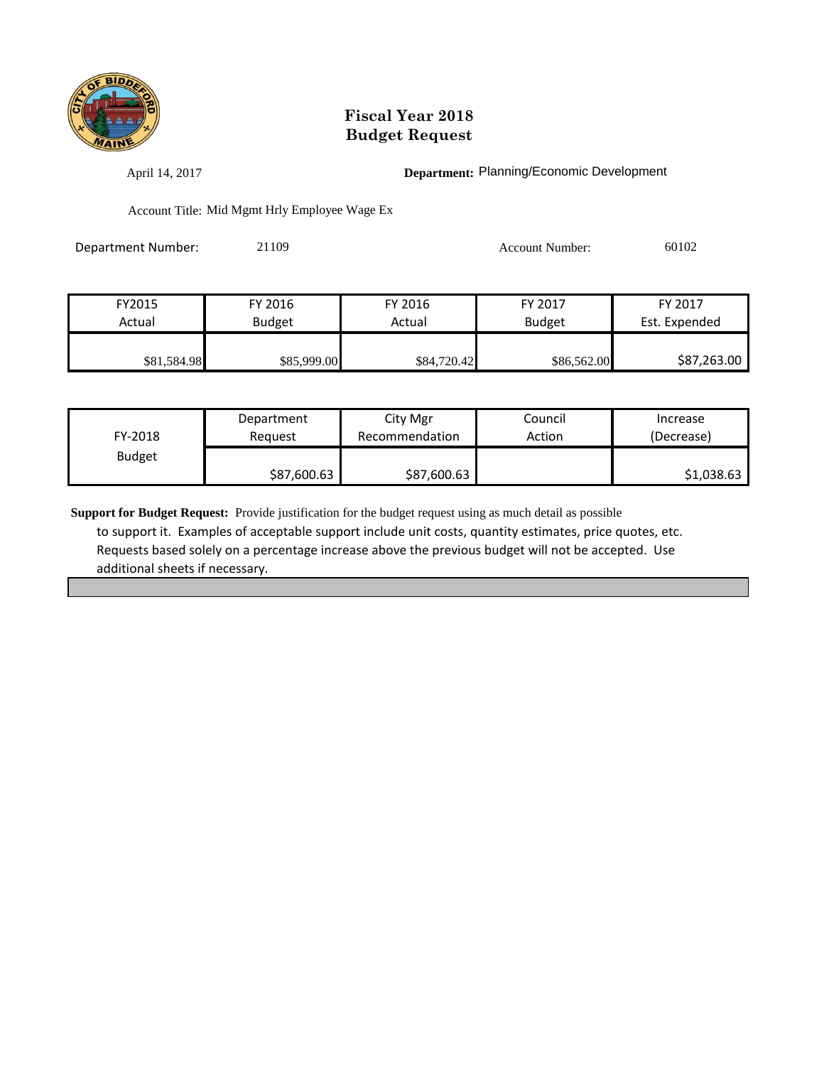# Fiscal Year 2018
# Budget Request

April 14, 2017

**Department:** Planning/Economic Development

Account Title: Mid Mgmt Hrly Employee Wage Ex

Department Number: 21109

Account Number: 60102

| FY2015 Actual | FY 2016 Budget | FY 2016 Actual | FY 2017 Budget | FY 2017 Est. Expended |
|---|---|---|---|---|
| $81,584.98 | $85,999.00 | $84,720.42 | $86,562.00 | $87,263.00 |

| FY-2018 Budget | Department Request | City Mgr Recommendation | Council Action | Increase (Decrease) |
|---|---|---|---|---|
| | $87,600.63 | $87,600.63 | | $1,038.63 |

**Support for Budget Request:** Provide justification for the budget request using as much detail as possible to support it. Examples of acceptable support include unit costs, quantity estimates, price quotes, etc. Requests based solely on a percentage increase above the previous budget will not be accepted. Use additional sheets if necessary.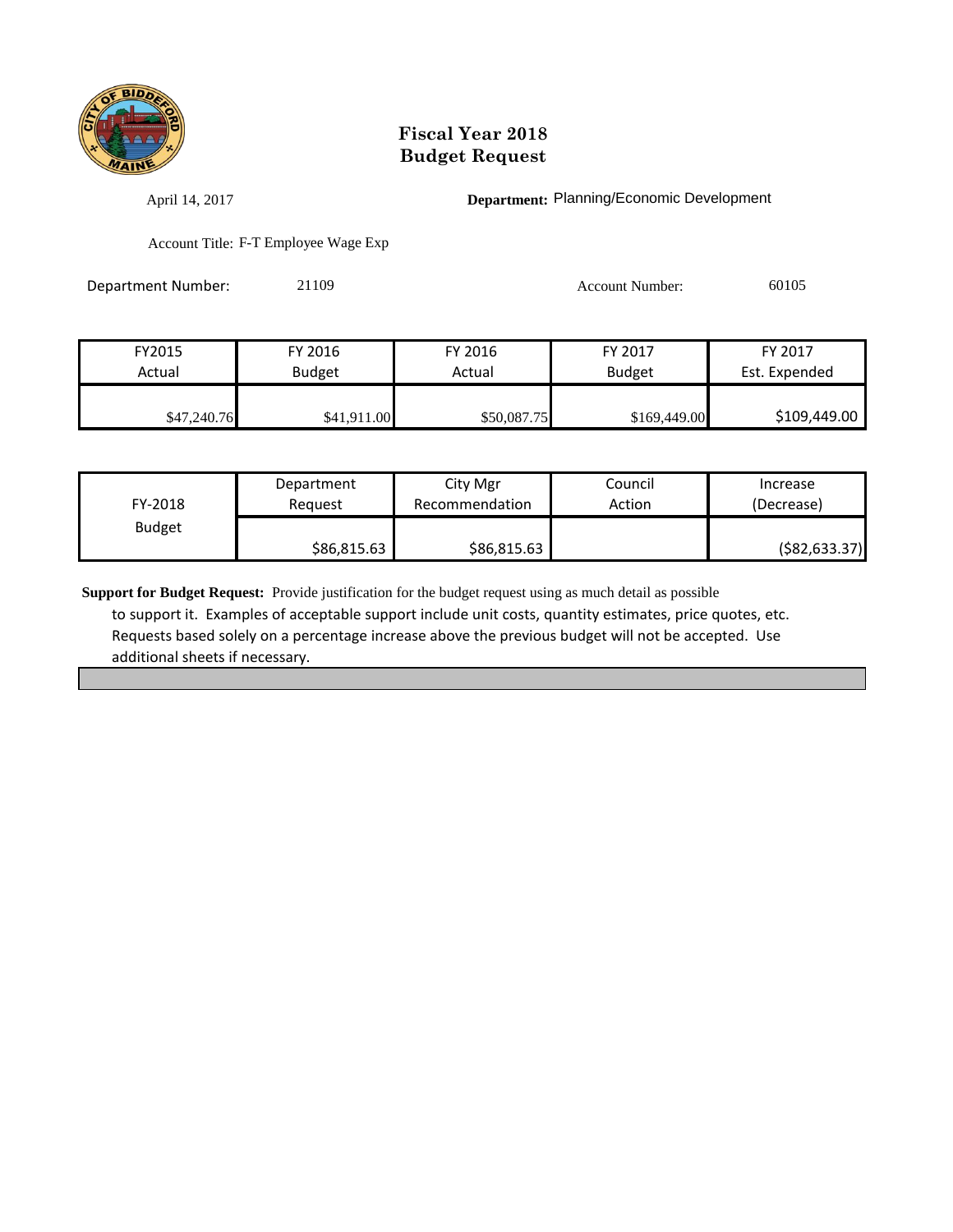# Fiscal Year 2018
# Budget Request

April 14, 2017

**Department:** Planning/Economic Development

Account Title: F-T Employee Wage Exp

Department Number: 21109

Account Number: 60105

| FY2015 Actual | FY 2016 Budget | FY 2016 Actual | FY 2017 Budget | FY 2017 Est. Expended |
|---|---|---|---|---|
| $47,240.76 | $41,911.00 | $50,087.75 | $169,449.00 | $109,449.00 |

| FY-2018 Budget | Department Request | City Mgr Recommendation | Council Action | Increase (Decrease) |
|---|---|---|---|---|
| | $86,815.63 | $86,815.63 | | ($82,633.37) |

**Support for Budget Request:** Provide justification for the budget request using as much detail as possible to support it. Examples of acceptable support include unit costs, quantity estimates, price quotes, etc. Requests based solely on a percentage increase above the previous budget will not be accepted. Use additional sheets if necessary.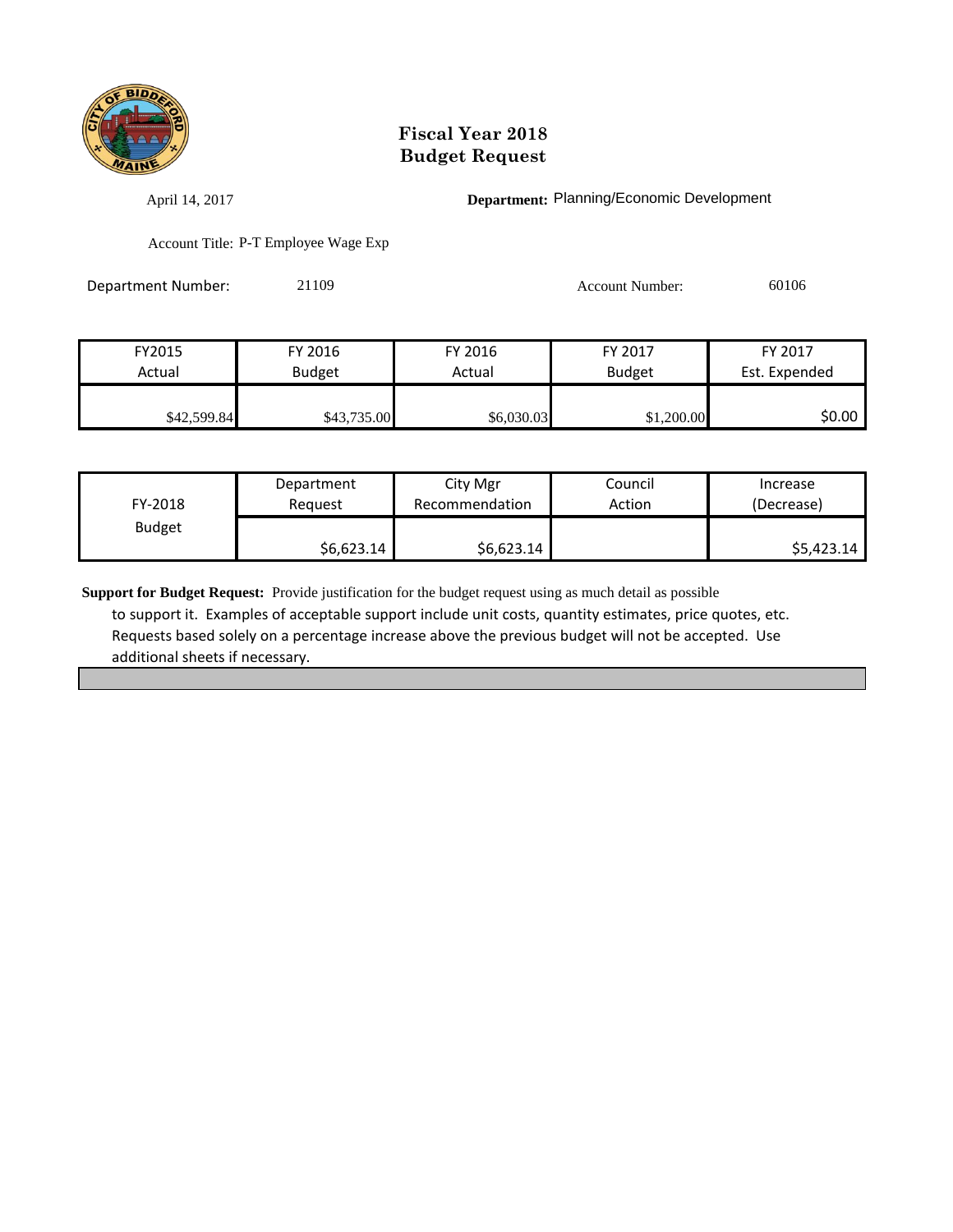# Fiscal Year 2018
# Budget Request

April 14, 2017

**Department:** Planning/Economic Development

Account Title: P-T Employee Wage Exp

Department Number: 21109

Account Number: 60106

| FY2015 Actual | FY 2016 Budget | FY 2016 Actual | FY 2017 Budget | FY 2017 Est. Expended |
|---|---|---|---|---|
| $42,599.84 | $43,735.00 | $6,030.03 | $1,200.00 | $0.00 |

| FY-2018 Budget | Department Request | City Mgr Recommendation | Council Action | Increase (Decrease) |
|---|---|---|---|---|
| | $6,623.14 | $6,623.14 | | $5,423.14 |

**Support for Budget Request:** Provide justification for the budget request using as much detail as possible to support it. Examples of acceptable support include unit costs, quantity estimates, price quotes, etc. Requests based solely on a percentage increase above the previous budget will not be accepted. Use additional sheets if necessary.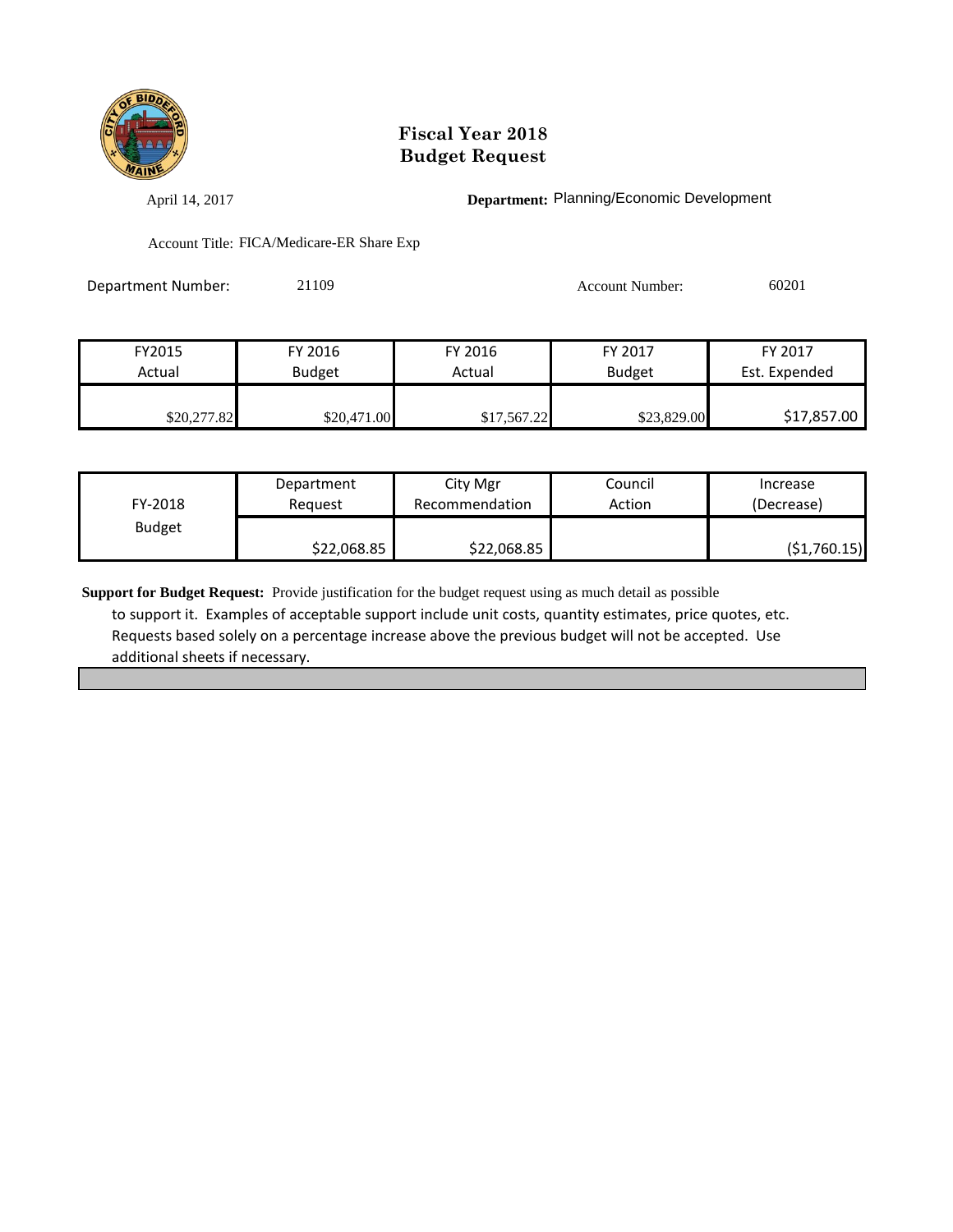# Fiscal Year 2018
# Budget Request

April 14, 2017

**Department:** Planning/Economic Development

Account Title: FICA/Medicare-ER Share Exp

Department Number: 21109

Account Number: 60201

| FY2015 Actual | FY 2016 Budget | FY 2016 Actual | FY 2017 Budget | FY 2017 Est. Expended |
|---|---|---|---|---|
| $20,277.82 | $20,471.00 | $17,567.22 | $23,829.00 | $17,857.00 |

| FY-2018 Budget | Department Request | City Mgr Recommendation | Council Action | Increase (Decrease) |
|---|---|---|---|---|
| | $22,068.85 | $22,068.85 | | ($1,760.15) |

**Support for Budget Request:** Provide justification for the budget request using as much detail as possible to support it. Examples of acceptable support include unit costs, quantity estimates, price quotes, etc. Requests based solely on a percentage increase above the previous budget will not be accepted. Use additional sheets if necessary.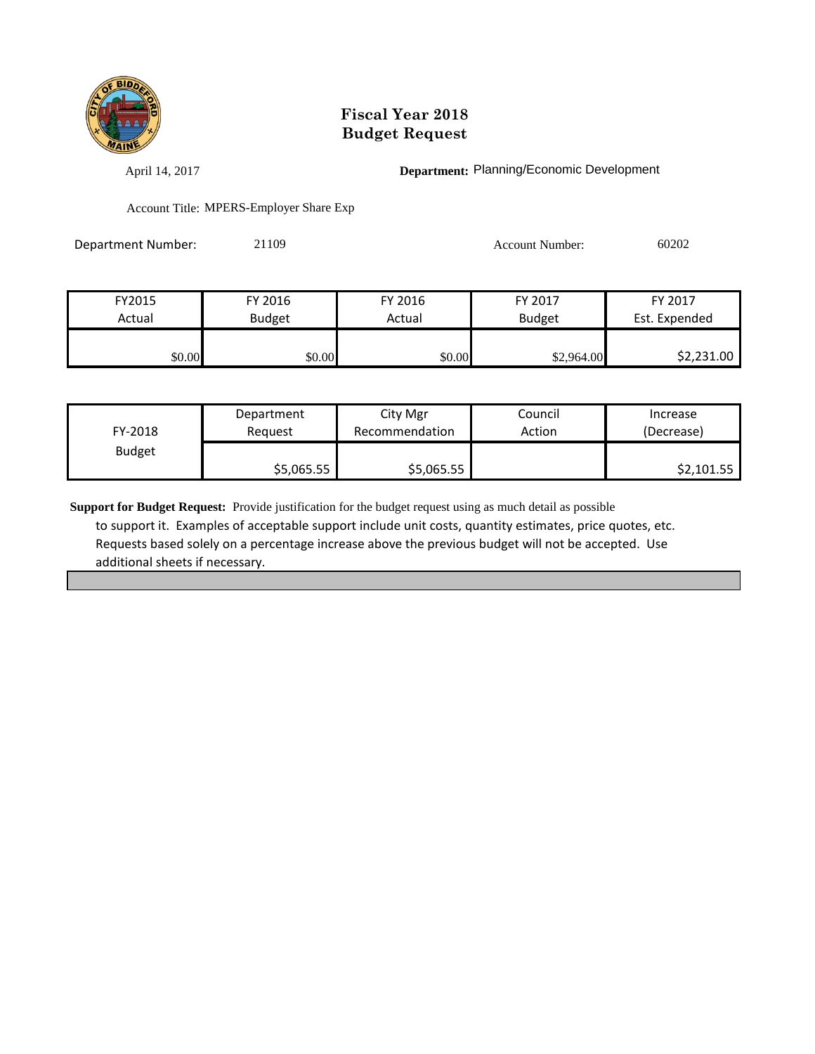# Fiscal Year 2018
# Budget Request

April 14, 2017

**Department:** Planning/Economic Development

Account Title: MPERS-Employer Share Exp

Department Number: 21109

Account Number: 60202

| FY2015 Actual | FY 2016 Budget | FY 2016 Actual | FY 2017 Budget | FY 2017 Est. Expended |
|---|---|---|---|---|
| $0.00 | $0.00 | $0.00 | $2,964.00 | $2,231.00 |

| FY-2018 Budget | Department Request | City Mgr Recommendation | Council Action | Increase (Decrease) |
|---|---|---|---|---|
| | $5,065.55 | $5,065.55 | | $2,101.55 |

**Support for Budget Request:** Provide justification for the budget request using as much detail as possible to support it. Examples of acceptable support include unit costs, quantity estimates, price quotes, etc. Requests based solely on a percentage increase above the previous budget will not be accepted. Use additional sheets if necessary.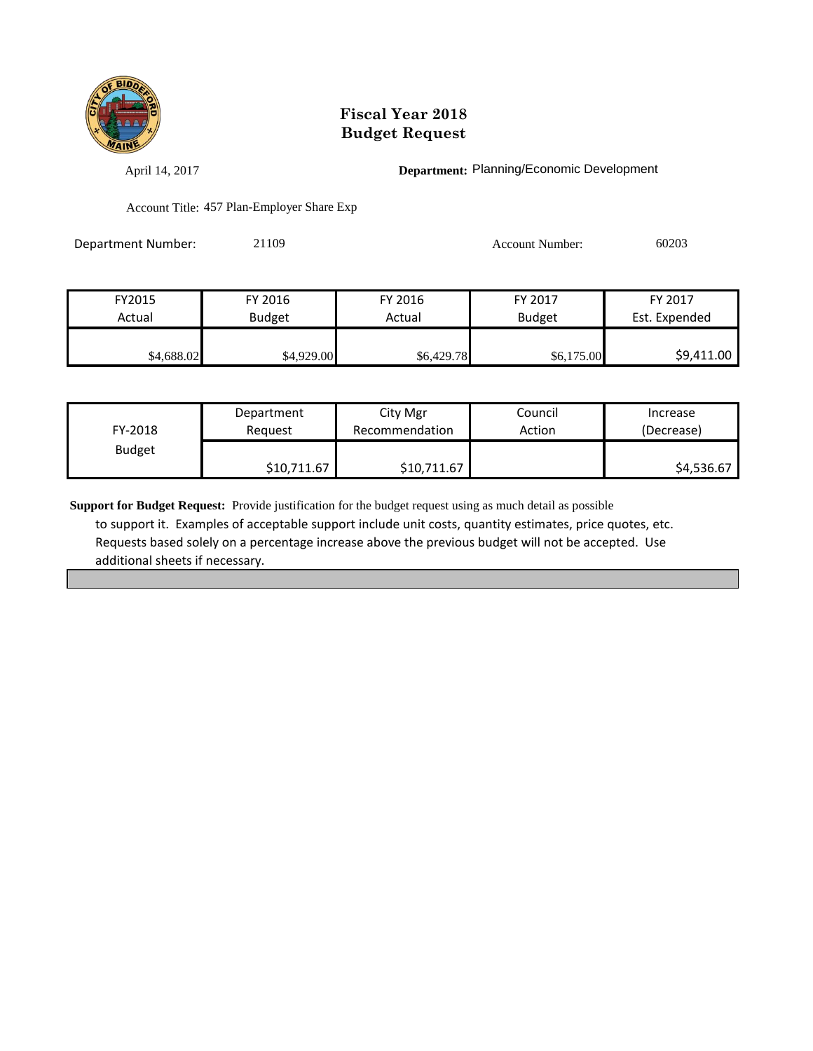# Fiscal Year 2018
# Budget Request

April 14, 2017 **Department:** Planning/Economic Development

Account Title: 457 Plan-Employer Share Exp

Department Number: 21109 Account Number: 60203

| FY2015 Actual | FY 2016 Budget | FY 2016 Actual | FY 2017 Budget | FY 2017 Est. Expended |
|---|---|---|---|---|
| $4,688.02 | $4,929.00 | $6,429.78 | $6,175.00 | $9,411.00 |

| FY-2018 Budget | Department Request | City Mgr Recommendation | Council Action | Increase (Decrease) |
|---|---|---|---|---|
| | $10,711.67 | $10,711.67 | | $4,536.67 |

**Support for Budget Request:** Provide justification for the budget request using as much detail as possible to support it. Examples of acceptable support include unit costs, quantity estimates, price quotes, etc. Requests based solely on a percentage increase above the previous budget will not be accepted. Use additional sheets if necessary.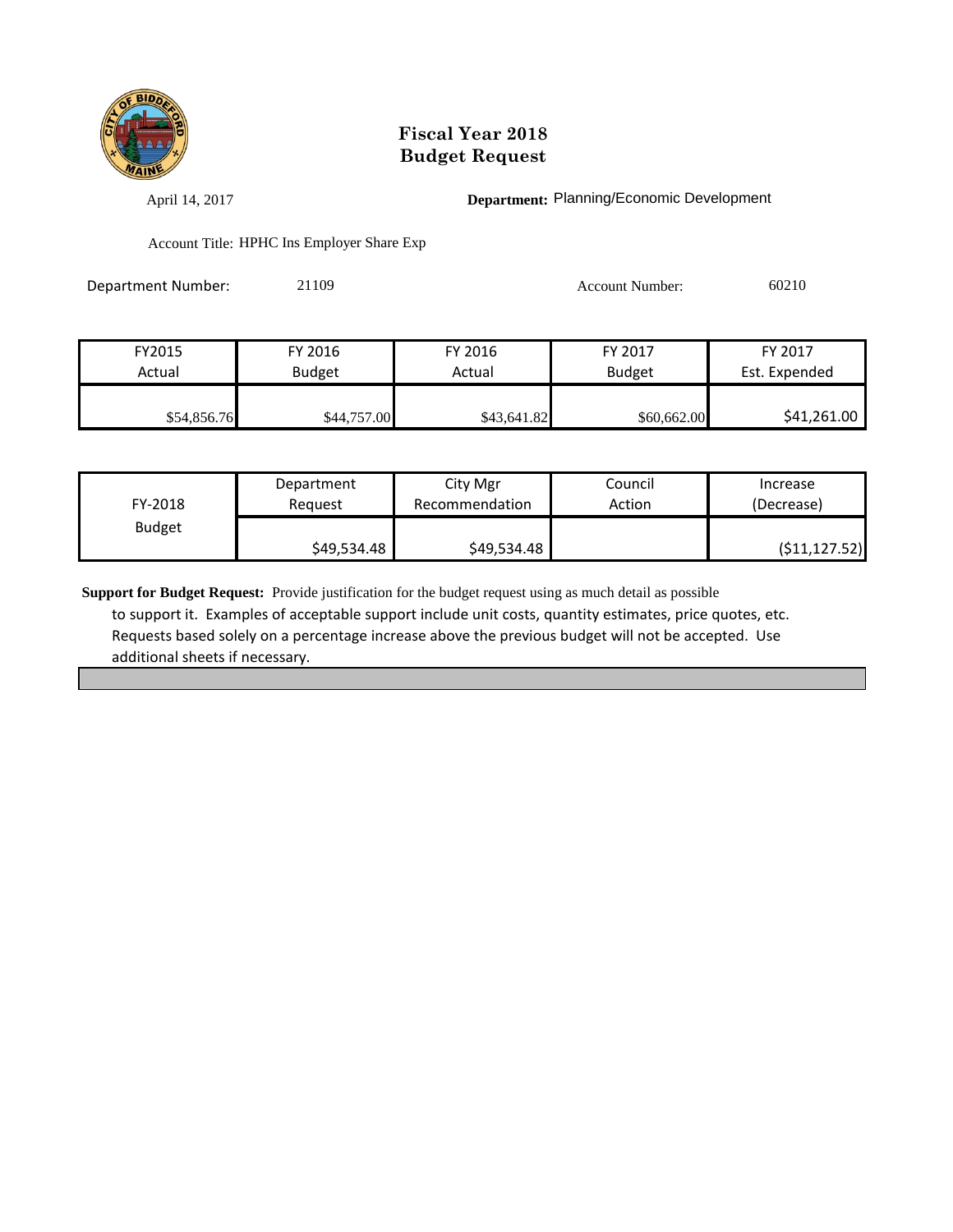# Fiscal Year 2018
# Budget Request

April 14, 2017

**Department:** Planning/Economic Development

Account Title: HPHC Ins Employer Share Exp

Department Number: 21109

Account Number: 60210

| FY2015 Actual | FY 2016 Budget | FY 2016 Actual | FY 2017 Budget | FY 2017 Est. Expended |
|---|---|---|---|---|
| $54,856.76 | $44,757.00 | $43,641.82 | $60,662.00 | $41,261.00 |

| FY-2018 Budget | Department Request | City Mgr Recommendation | Council Action | Increase (Decrease) |
|---|---|---|---|---|
| | $49,534.48 | $49,534.48 | | ($11,127.52) |

**Support for Budget Request:** Provide justification for the budget request using as much detail as possible to support it. Examples of acceptable support include unit costs, quantity estimates, price quotes, etc. Requests based solely on a percentage increase above the previous budget will not be accepted. Use additional sheets if necessary.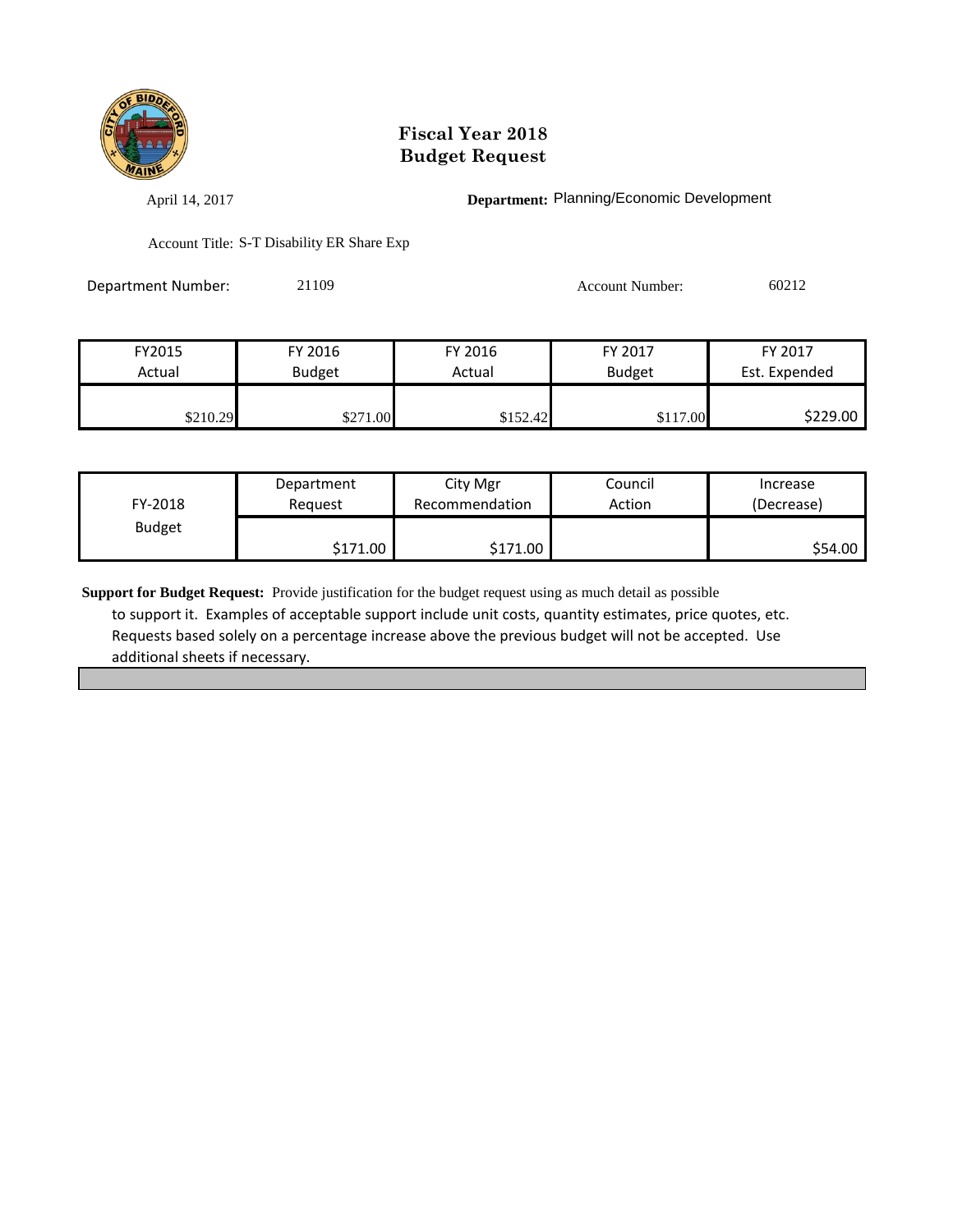# Fiscal Year 2018
# Budget Request

April 14, 2017

**Department:** Planning/Economic Development

Account Title: S-T Disability ER Share Exp

Department Number: 21109

Account Number: 60212

| FY2015 Actual | FY 2016 Budget | FY 2016 Actual | FY 2017 Budget | FY 2017 Est. Expended |
|---|---|---|---|---|
| $210.29 | $271.00 | $152.42 | $117.00 | $229.00 |

| FY-2018 Budget | Department Request | City Mgr Recommendation | Council Action | Increase (Decrease) |
|---|---|---|---|---|
| | $171.00 | $171.00 | | $54.00 |

**Support for Budget Request:** Provide justification for the budget request using as much detail as possible to support it. Examples of acceptable support include unit costs, quantity estimates, price quotes, etc. Requests based solely on a percentage increase above the previous budget will not be accepted. Use additional sheets if necessary.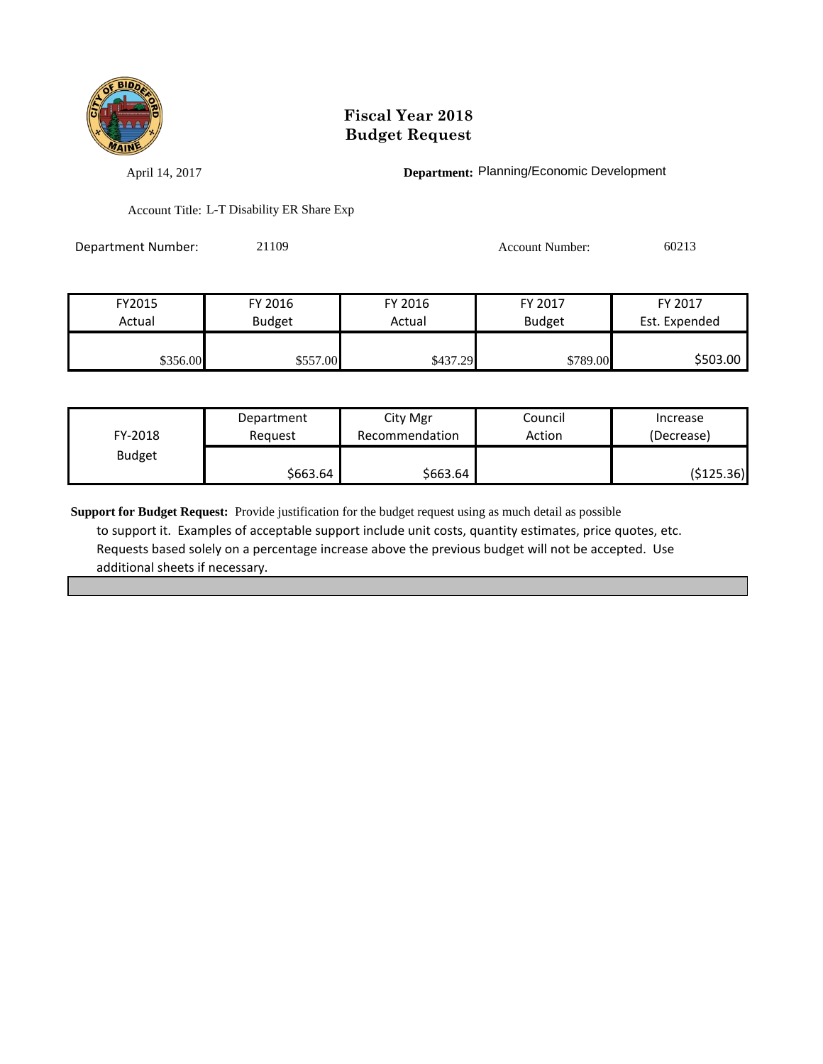# Fiscal Year 2018
# Budget Request

April 14, 2017

**Department:** Planning/Economic Development

Account Title: L-T Disability ER Share Exp

Department Number: 21109

Account Number: 60213

| FY2015 Actual | FY 2016 Budget | FY 2016 Actual | FY 2017 Budget | FY 2017 Est. Expended |
|---|---|---|---|---|
| $356.00 | $557.00 | $437.29 | $789.00 | $503.00 |

| FY-2018 Budget | Department Request | City Mgr Recommendation | Council Action | Increase (Decrease) |
|---|---|---|---|---|
| | $663.64 | $663.64 | | ($125.36) |

**Support for Budget Request:** Provide justification for the budget request using as much detail as possible to support it. Examples of acceptable support include unit costs, quantity estimates, price quotes, etc. Requests based solely on a percentage increase above the previous budget will not be accepted. Use additional sheets if necessary.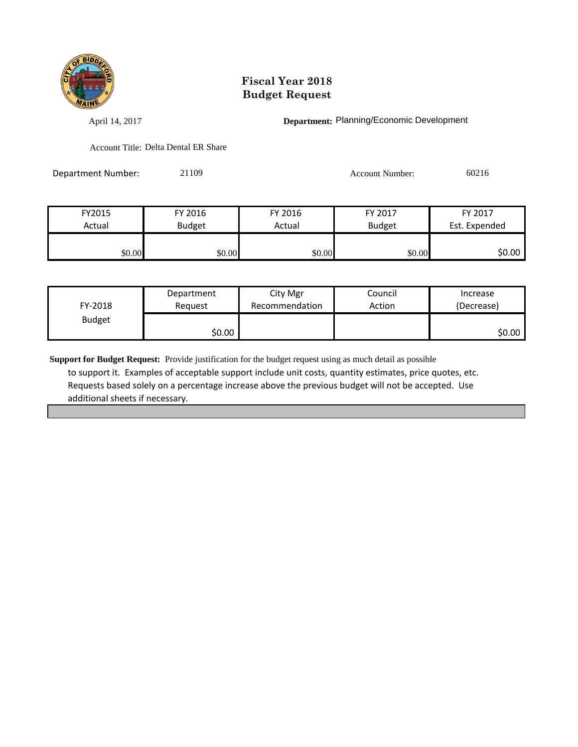# Fiscal Year 2018
# Budget Request

April 14, 2017

**Department:** Planning/Economic Development

Account Title: Delta Dental ER Share

Department Number: 21109

Account Number: 60216

| FY2015 Actual | FY 2016 Budget | FY 2016 Actual | FY 2017 Budget | FY 2017 Est. Expended |
|---|---|---|---|---|
| $0.00 | $0.00 | $0.00 | $0.00 | $0.00 |

| FY-2018 Budget | Department Request | City Mgr Recommendation | Council Action | Increase (Decrease) |
|---|---|---|---|---|
| | $0.00 | | | $0.00 |

**Support for Budget Request:** Provide justification for the budget request using as much detail as possible to support it. Examples of acceptable support include unit costs, quantity estimates, price quotes, etc. Requests based solely on a percentage increase above the previous budget will not be accepted. Use additional sheets if necessary.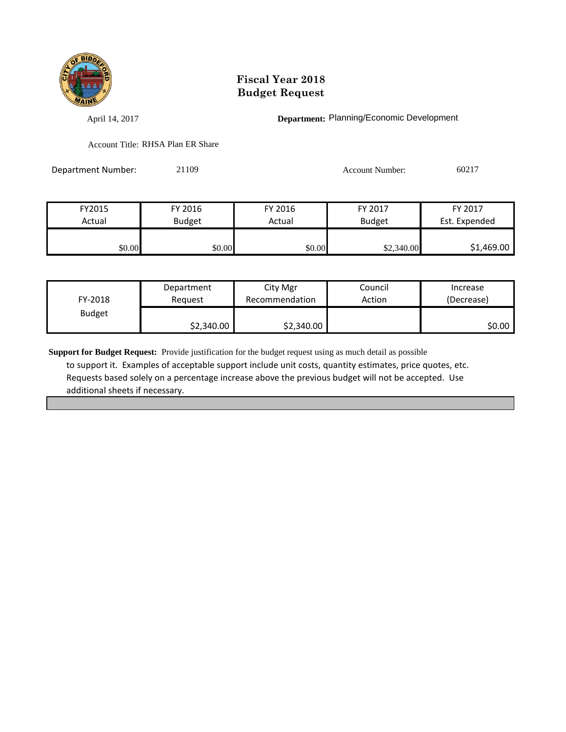# Fiscal Year 2018
# Budget Request

April 14, 2017

**Department:** Planning/Economic Development

Account Title: RHSA Plan ER Share

Department Number: 21109

Account Number: 60217

| FY2015 Actual | FY 2016 Budget | FY 2016 Actual | FY 2017 Budget | FY 2017 Est. Expended |
|---|---|---|---|---|
| $0.00 | $0.00 | $0.00 | $2,340.00 | $1,469.00 |

| FY-2018 Budget | Department Request | City Mgr Recommendation | Council Action | Increase (Decrease) |
|---|---|---|---|---|
| | $2,340.00 | $2,340.00 | | $0.00 |

**Support for Budget Request:** Provide justification for the budget request using as much detail as possible to support it. Examples of acceptable support include unit costs, quantity estimates, price quotes, etc. Requests based solely on a percentage increase above the previous budget will not be accepted. Use additional sheets if necessary.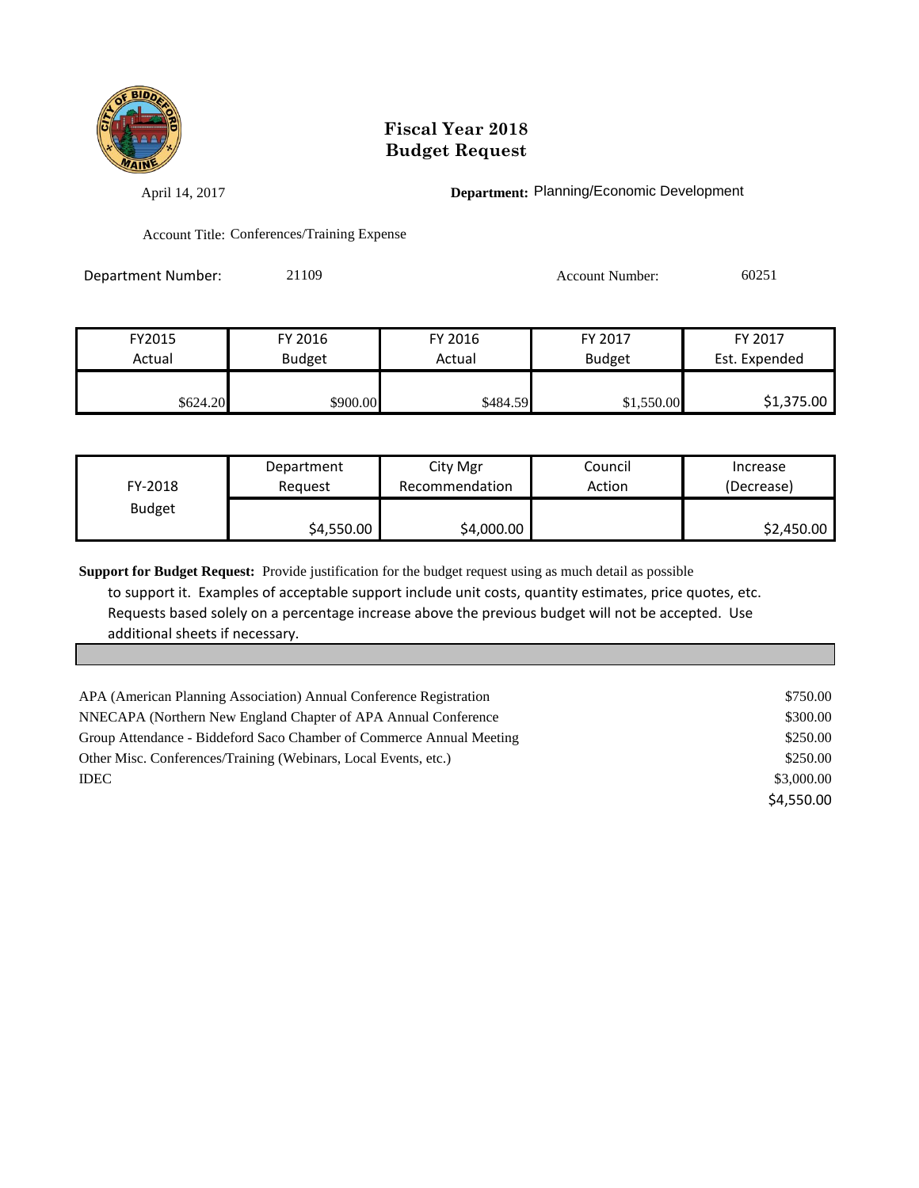# Fiscal Year 2018
# Budget Request

April 14, 2017

**Department:** Planning/Economic Development

Account Title: Conferences/Training Expense

Department Number: 21109

Account Number: 60251

| FY2015 Actual | FY 2016 Budget | FY 2016 Actual | FY 2017 Budget | FY 2017 Est. Expended |
|---|---|---|---|---|
| $624.20 | $900.00 | $484.59 | $1,550.00 | $1,375.00 |

| FY-2018 Budget | Department Request | City Mgr Recommendation | Council Action | Increase (Decrease) |
|---|---|---|---|---|
| | $4,550.00 | $4,000.00 | | $2,450.00 |

**Support for Budget Request:** Provide justification for the budget request using as much detail as possible to support it. Examples of acceptable support include unit costs, quantity estimates, price quotes, etc. Requests based solely on a percentage increase above the previous budget will not be accepted. Use additional sheets if necessary.

| | |
|---|---|
| APA (American Planning Association) Annual Conference Registration | $750.00 |
| NNECAPA (Northern New England Chapter of APA Annual Conference | $300.00 |
| Group Attendance - Biddeford Saco Chamber of Commerce Annual Meeting | $250.00 |
| Other Misc. Conferences/Training (Webinars, Local Events, etc.) | $250.00 |
| IDEC | $3,000.00 |
| | $4,550.00 |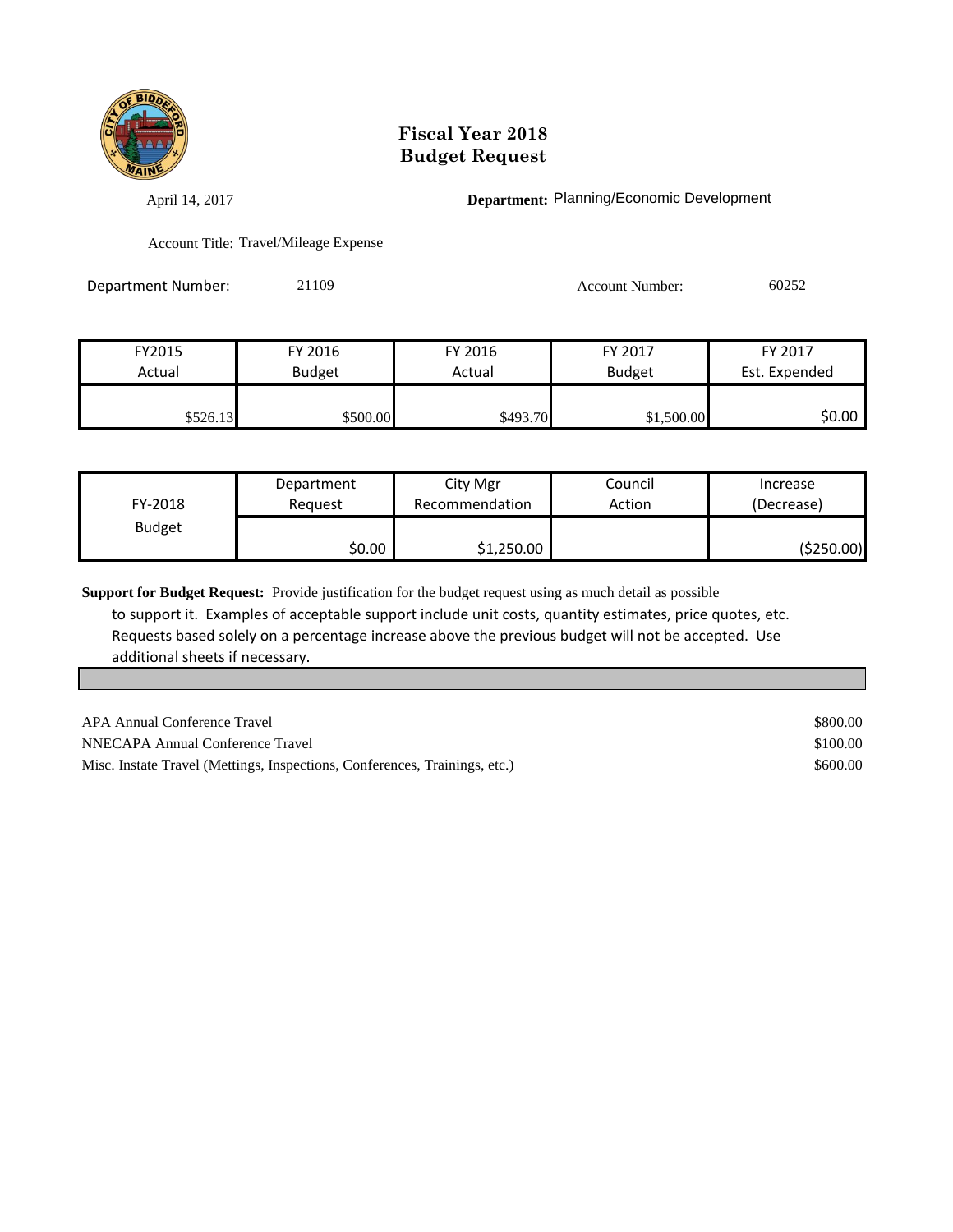# Fiscal Year 2018
# Budget Request

April 14, 2017

**Department:** Planning/Economic Development

Account Title: Travel/Mileage Expense

Department Number: 21109

Account Number: 60252

| FY2015 Actual | FY 2016 Budget | FY 2016 Actual | FY 2017 Budget | FY 2017 Est. Expended |
|---|---|---|---|---|
| $526.13 | $500.00 | $493.70 | $1,500.00 | $0.00 |

| FY-2018 Budget | Department Request | City Mgr Recommendation | Council Action | Increase (Decrease) |
|---|---|---|---|---|
| | $0.00 | $1,250.00 | | ($250.00) |

**Support for Budget Request:** Provide justification for the budget request using as much detail as possible to support it. Examples of acceptable support include unit costs, quantity estimates, price quotes, etc. Requests based solely on a percentage increase above the previous budget will not be accepted. Use additional sheets if necessary.

| | |
|---|---|
| APA Annual Conference Travel | $800.00 |
| NNECAPA Annual Conference Travel | $100.00 |
| Misc. Instate Travel (Mettings, Inspections, Conferences, Trainings, etc.) | $600.00 |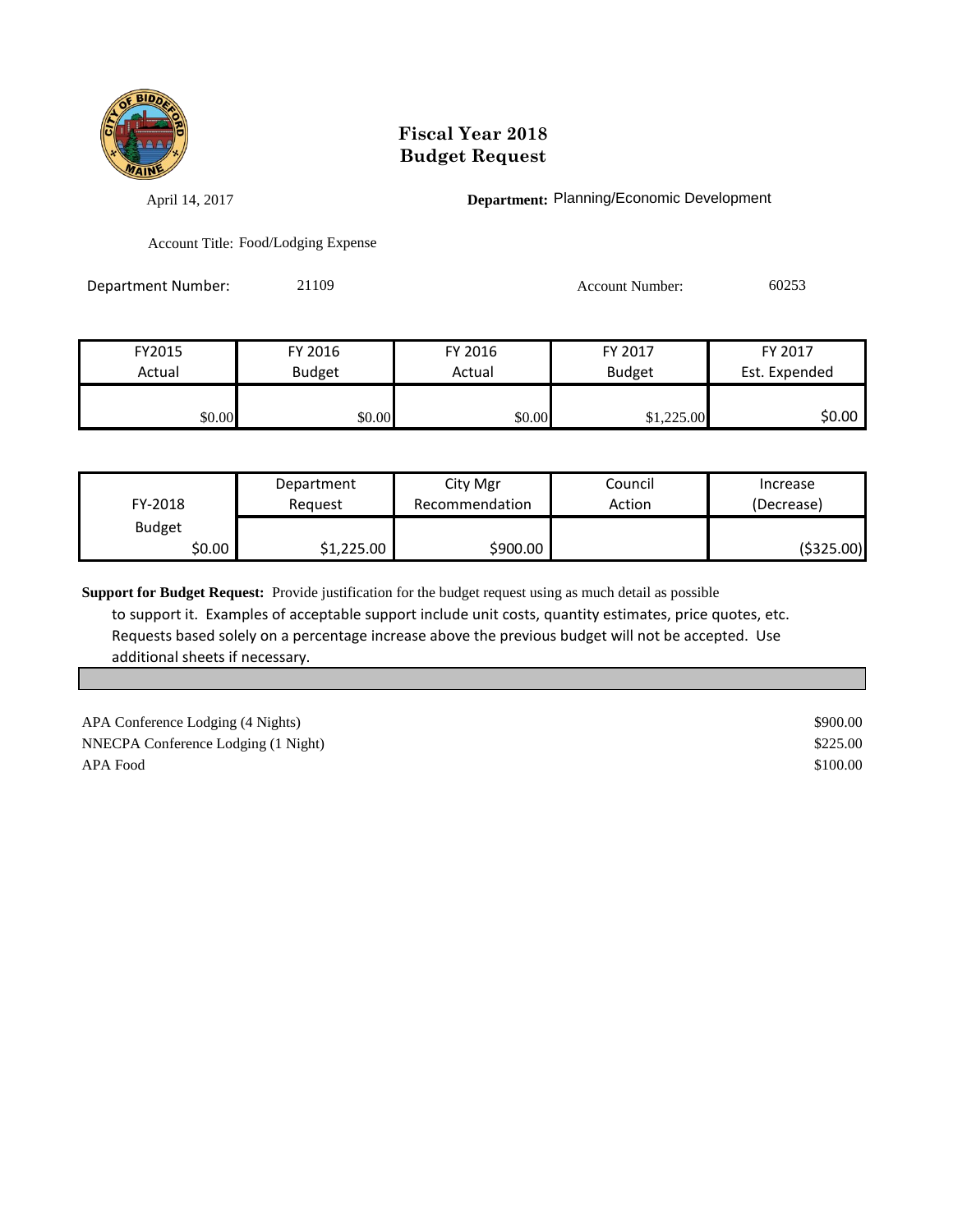# Fiscal Year 2018
# Budget Request

April 14, 2017

**Department:** Planning/Economic Development

Account Title: Food/Lodging Expense

Department Number: 21109

Account Number: 60253

| FY2015 Actual | FY 2016 Budget | FY 2016 Actual | FY 2017 Budget | FY 2017 Est. Expended |
|---|---|---|---|---|
| $0.00 | $0.00 | $0.00 | $1,225.00 | $0.00 |

| FY-2018 Budget | Department Request | City Mgr Recommendation | Council Action | Increase (Decrease) |
|---|---|---|---|---|
| $0.00 | $1,225.00 | $900.00 | | ($325.00) |

**Support for Budget Request:** Provide justification for the budget request using as much detail as possible to support it. Examples of acceptable support include unit costs, quantity estimates, price quotes, etc. Requests based solely on a percentage increase above the previous budget will not be accepted. Use additional sheets if necessary.

| | |
|---|---|
| APA Conference Lodging (4 Nights) | $900.00 |
| NNECPA Conference Lodging (1 Night) | $225.00 |
| APA Food | $100.00 |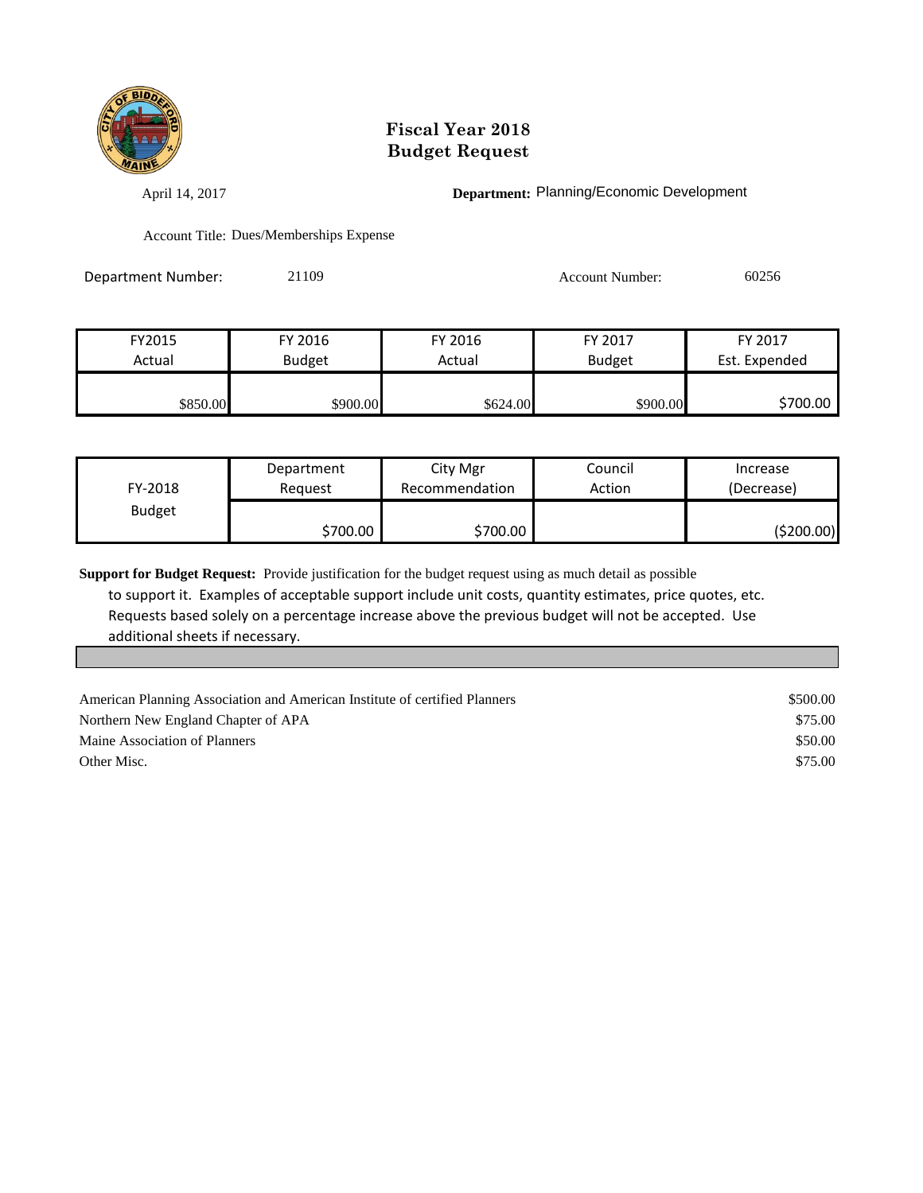# Fiscal Year 2018
# Budget Request

April 14, 2017

**Department:** Planning/Economic Development

Account Title: Dues/Memberships Expense

Department Number: 21109

Account Number: 60256

| FY2015 Actual | FY 2016 Budget | FY 2016 Actual | FY 2017 Budget | FY 2017 Est. Expended |
|---|---|---|---|---|
| $850.00 | $900.00 | $624.00 | $900.00 | $700.00 |

| FY-2018 Budget | Department Request | City Mgr Recommendation | Council Action | Increase (Decrease) |
|---|---|---|---|---|
| | $700.00 | $700.00 | | ($200.00) |

**Support for Budget Request:** Provide justification for the budget request using as much detail as possible to support it. Examples of acceptable support include unit costs, quantity estimates, price quotes, etc. Requests based solely on a percentage increase above the previous budget will not be accepted. Use additional sheets if necessary.

| | |
|---|---|
| American Planning Association and American Institute of certified Planners | $500.00 |
| Northern New England Chapter of APA | $75.00 |
| Maine Association of Planners | $50.00 |
| Other Misc. | $75.00 |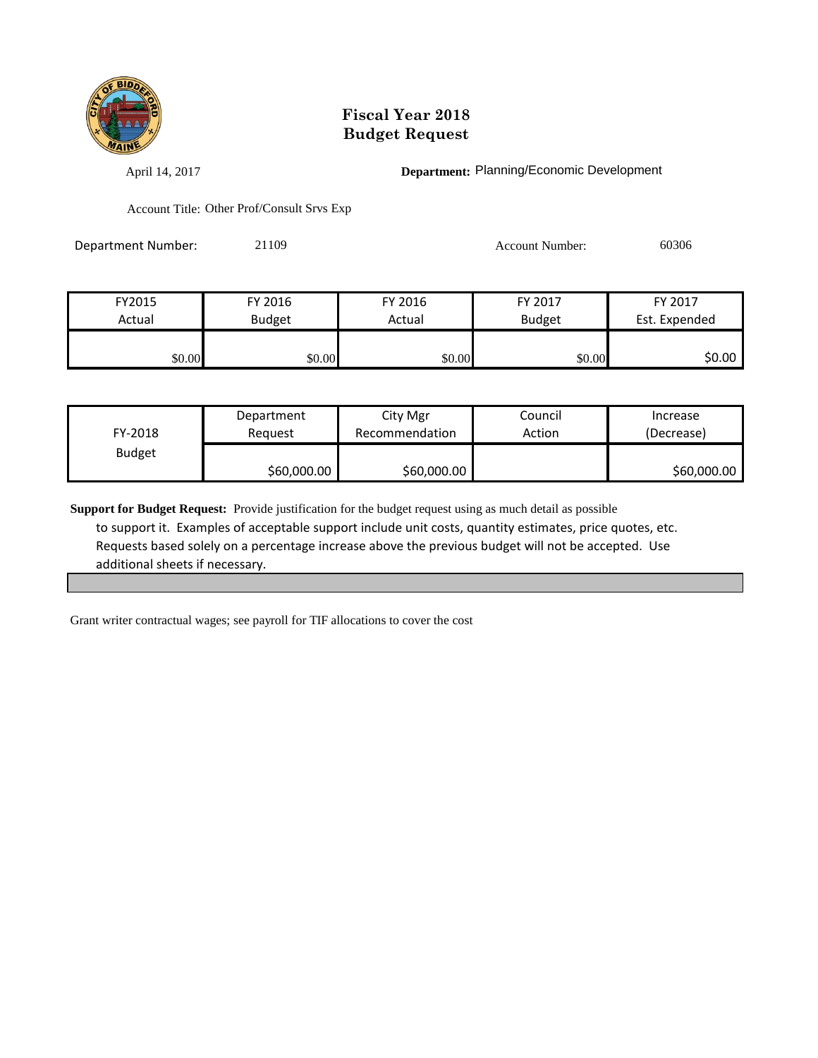# Fiscal Year 2018
# Budget Request

April 14, 2017

**Department:** Planning/Economic Development

Account Title: Other Prof/Consult Srvs Exp

Department Number: 21109

Account Number: 60306

| FY2015 Actual | FY 2016 Budget | FY 2016 Actual | FY 2017 Budget | FY 2017 Est. Expended |
|---|---|---|---|---|
| $0.00 | $0.00 | $0.00 | $0.00 | $0.00 |

| FY-2018 Budget | Department Request | City Mgr Recommendation | Council Action | Increase (Decrease) |
|---|---|---|---|---|
| | $60,000.00 | $60,000.00 | | $60,000.00 |

**Support for Budget Request:** Provide justification for the budget request using as much detail as possible to support it. Examples of acceptable support include unit costs, quantity estimates, price quotes, etc. Requests based solely on a percentage increase above the previous budget will not be accepted. Use additional sheets if necessary.

Grant writer contractual wages; see payroll for TIF allocations to cover the cost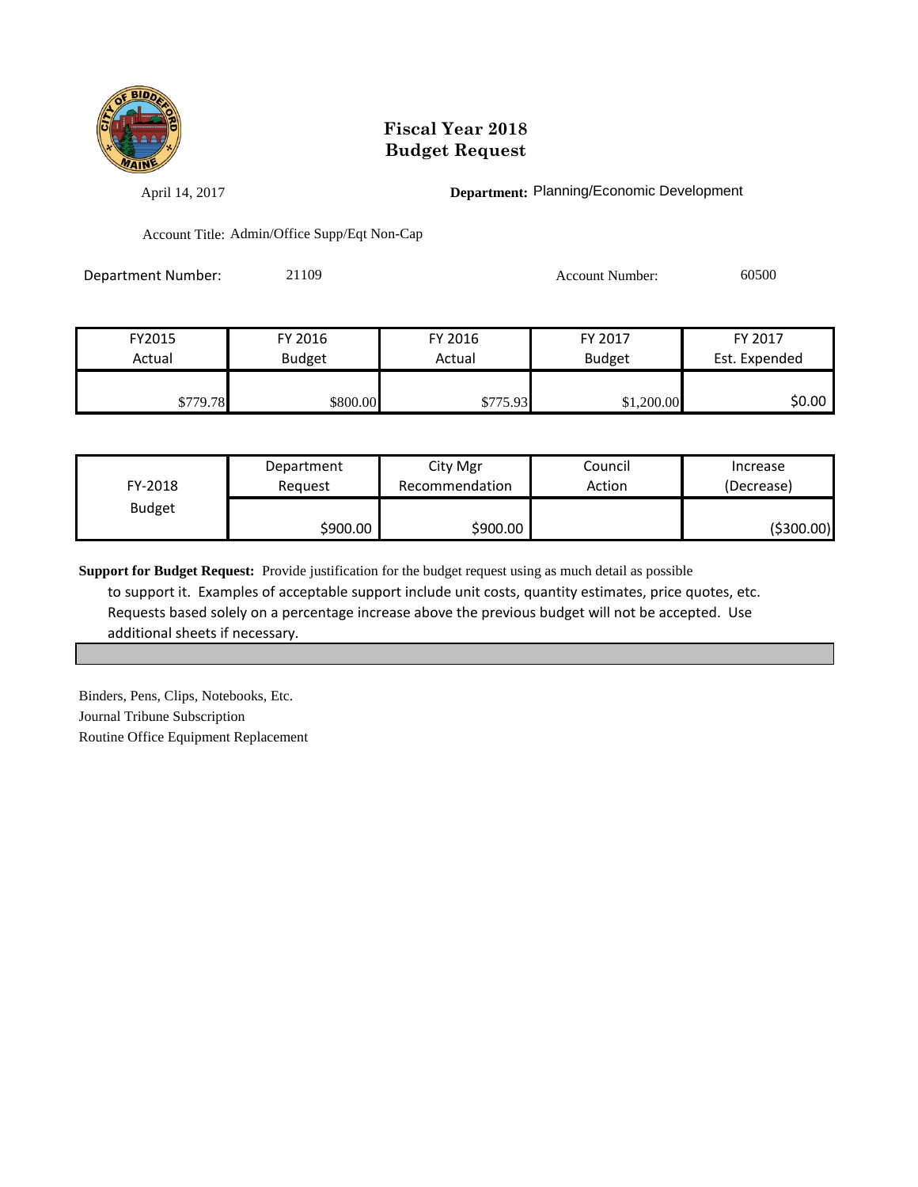# Fiscal Year 2018
# Budget Request

April 14, 2017

**Department:** Planning/Economic Development

Account Title: Admin/Office Supp/Eqt Non-Cap

Department Number: 21109

Account Number: 60500

| FY2015 Actual | FY 2016 Budget | FY 2016 Actual | FY 2017 Budget | FY 2017 Est. Expended |
|---|---|---|---|---|
| $779.78 | $800.00 | $775.93 | $1,200.00 | $0.00 |

| FY-2018 Budget | Department Request | City Mgr Recommendation | Council Action | Increase (Decrease) |
|---|---|---|---|---|
| | $900.00 | $900.00 | | ($300.00) |

**Support for Budget Request:** Provide justification for the budget request using as much detail as possible to support it. Examples of acceptable support include unit costs, quantity estimates, price quotes, etc. Requests based solely on a percentage increase above the previous budget will not be accepted. Use additional sheets if necessary.

Binders, Pens, Clips, Notebooks, Etc.
Journal Tribune Subscription
Routine Office Equipment Replacement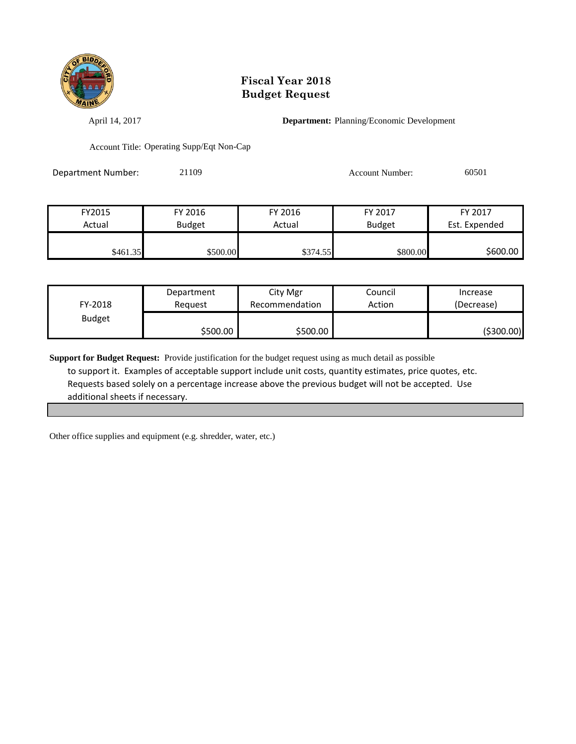# Fiscal Year 2018
# Budget Request

April 14, 2017

**Department:** Planning/Economic Development

Account Title: Operating Supp/Eqt Non-Cap

Department Number: 21109

Account Number: 60501

| FY2015 Actual | FY 2016 Budget | FY 2016 Actual | FY 2017 Budget | FY 2017 Est. Expended |
|---|---|---|---|---|
| $461.35 | $500.00 | $374.55 | $800.00 | $600.00 |

| FY-2018 Budget | Department Request | City Mgr Recommendation | Council Action | Increase (Decrease) |
|---|---|---|---|---|
| | $500.00 | $500.00 | | ($300.00) |

**Support for Budget Request:** Provide justification for the budget request using as much detail as possible to support it. Examples of acceptable support include unit costs, quantity estimates, price quotes, etc. Requests based solely on a percentage increase above the previous budget will not be accepted. Use additional sheets if necessary.

Other office supplies and equipment (e.g. shredder, water, etc.)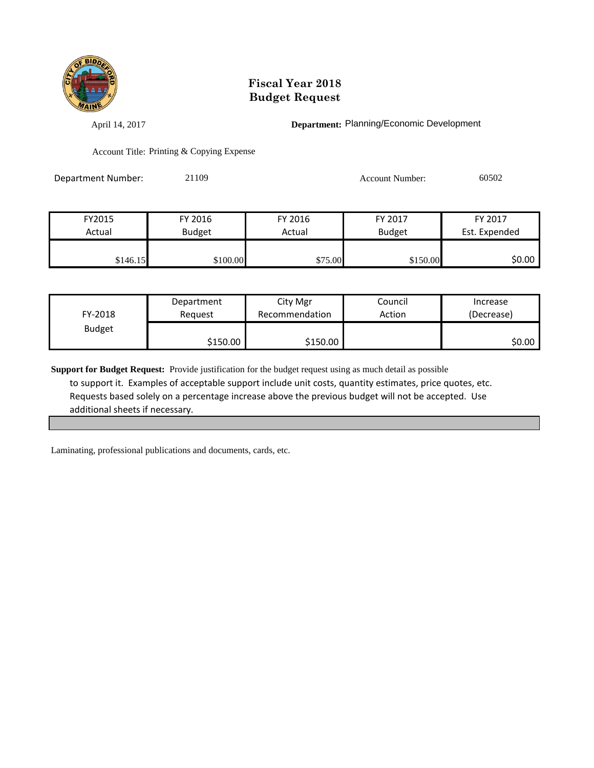# Fiscal Year 2018
# Budget Request

April 14, 2017

**Department:** Planning/Economic Development

Account Title: Printing & Copying Expense

Department Number: 21109

Account Number: 60502

| FY2015 Actual | FY 2016 Budget | FY 2016 Actual | FY 2017 Budget | FY 2017 Est. Expended |
|---|---|---|---|---|
| $146.15 | $100.00 | $75.00 | $150.00 | $0.00 |

| FY-2018 Budget | Department Request | City Mgr Recommendation | Council Action | Increase (Decrease) |
|---|---|---|---|---|
| | $150.00 | $150.00 | | $0.00 |

**Support for Budget Request:** Provide justification for the budget request using as much detail as possible to support it. Examples of acceptable support include unit costs, quantity estimates, price quotes, etc. Requests based solely on a percentage increase above the previous budget will not be accepted. Use additional sheets if necessary.

Laminating, professional publications and documents, cards, etc.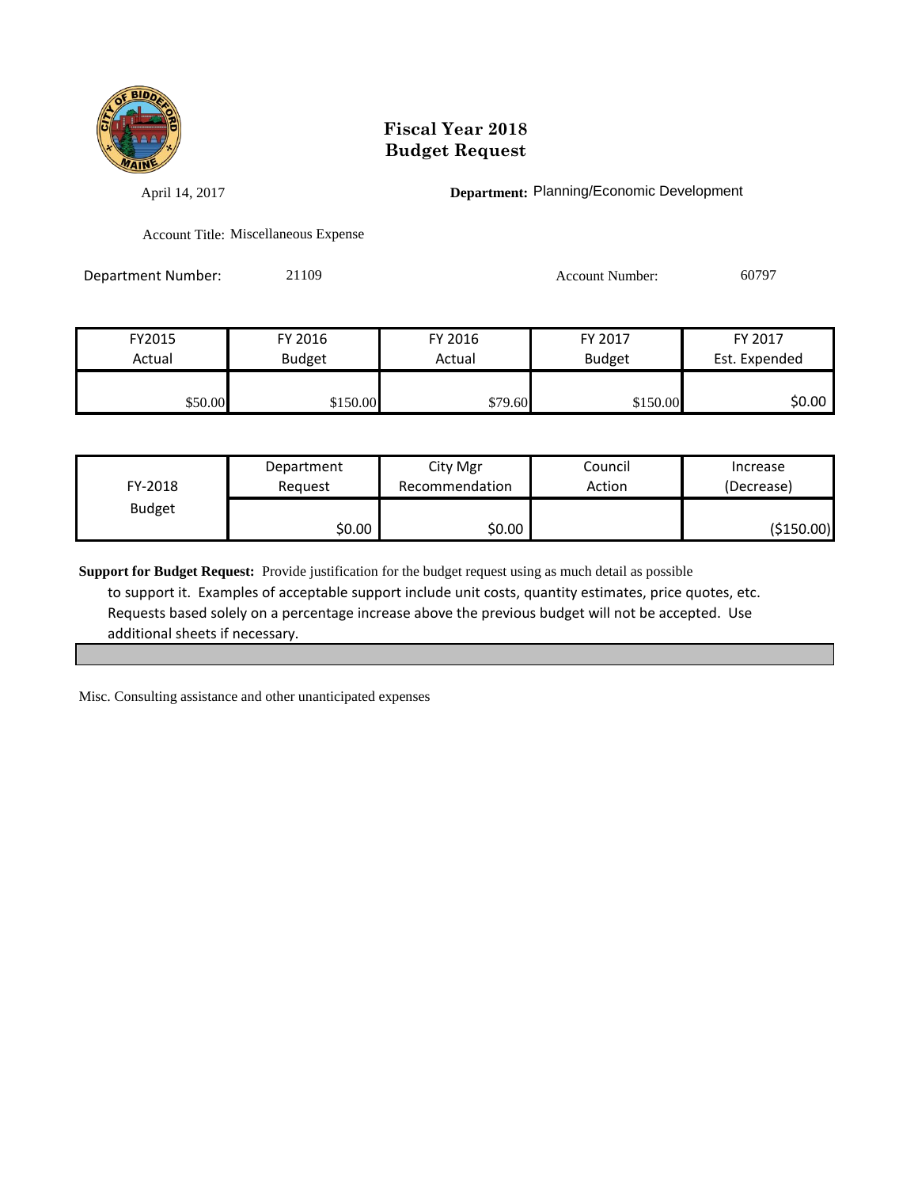# Fiscal Year 2018
# Budget Request

April 14, 2017

**Department:** Planning/Economic Development

Account Title: Miscellaneous Expense

Department Number: 21109

Account Number: 60797

| FY2015 Actual | FY 2016 Budget | FY 2016 Actual | FY 2017 Budget | FY 2017 Est. Expended |
|---|---|---|---|---|
| $50.00 | $150.00 | $79.60 | $150.00 | $0.00 |

| FY-2018 Budget | Department Request | City Mgr Recommendation | Council Action | Increase (Decrease) |
|---|---|---|---|---|
| | $0.00 | $0.00 | | ($150.00) |

**Support for Budget Request:** Provide justification for the budget request using as much detail as possible to support it. Examples of acceptable support include unit costs, quantity estimates, price quotes, etc. Requests based solely on a percentage increase above the previous budget will not be accepted. Use additional sheets if necessary.

Misc. Consulting assistance and other unanticipated expenses